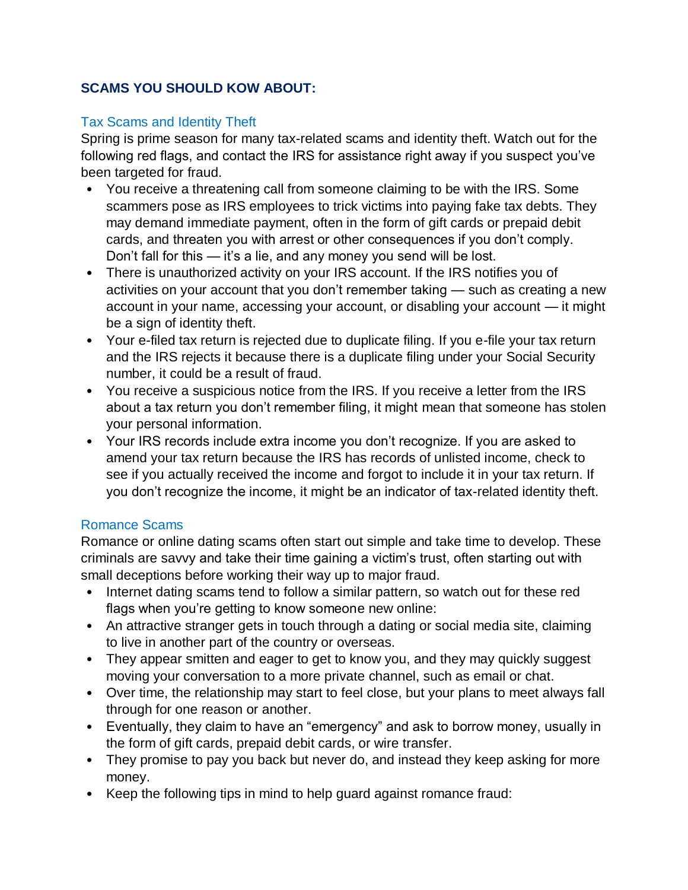## SCAMS YOU SHOULD KOW ABOUT:

### Tax Scams and Identity Theft

Spring is prime season for many tax-related scams and identity theft. Watch out for the following red flags, and contact the IRS for assistance right away if you suspect you've been targeted for fraud.

- You receive a threatening call from someone claiming to be with the IRS. Some scammers pose as IRS employees to trick victims into paying fake tax debts. They may demand immediate payment, often in the form of gift cards or prepaid debit cards, and threaten you with arrest or other consequences if you don't comply. Don't fall for this — it's a lie, and any money you send will be lost.
- There is unauthorized activity on your IRS account. If the IRS notifies you of activities on your account that you don't remember taking — such as creating a new account in your name, accessing your account, or disabling your account — it might be a sign of identity theft.
- Your e-filed tax return is rejected due to duplicate filing. If you e-file your tax return and the IRS rejects it because there is a duplicate filing under your Social Security number, it could be a result of fraud.
- You receive a suspicious notice from the IRS. If you receive a letter from the IRS about a tax return you don't remember filing, it might mean that someone has stolen your personal information.
- Your IRS records include extra income you don't recognize. If you are asked to amend your tax return because the IRS has records of unlisted income, check to see if you actually received the income and forgot to include it in your tax return. If you don't recognize the income, it might be an indicator of tax-related identity theft.

### Romance Scams

Romance or online dating scams often start out simple and take time to develop. These criminals are savvy and take their time gaining a victim's trust, often starting out with small deceptions before working their way up to major fraud.

- Internet dating scams tend to follow a similar pattern, so watch out for these red flags when you're getting to know someone new online:
- An attractive stranger gets in touch through a dating or social media site, claiming to live in another part of the country or overseas.
- They appear smitten and eager to get to know you, and they may quickly suggest moving your conversation to a more private channel, such as email or chat.
- Over time, the relationship may start to feel close, but your plans to meet always fall through for one reason or another.
- Eventually, they claim to have an "emergency" and ask to borrow money, usually in the form of gift cards, prepaid debit cards, or wire transfer.
- They promise to pay you back but never do, and instead they keep asking for more money.
- Keep the following tips in mind to help guard against romance fraud: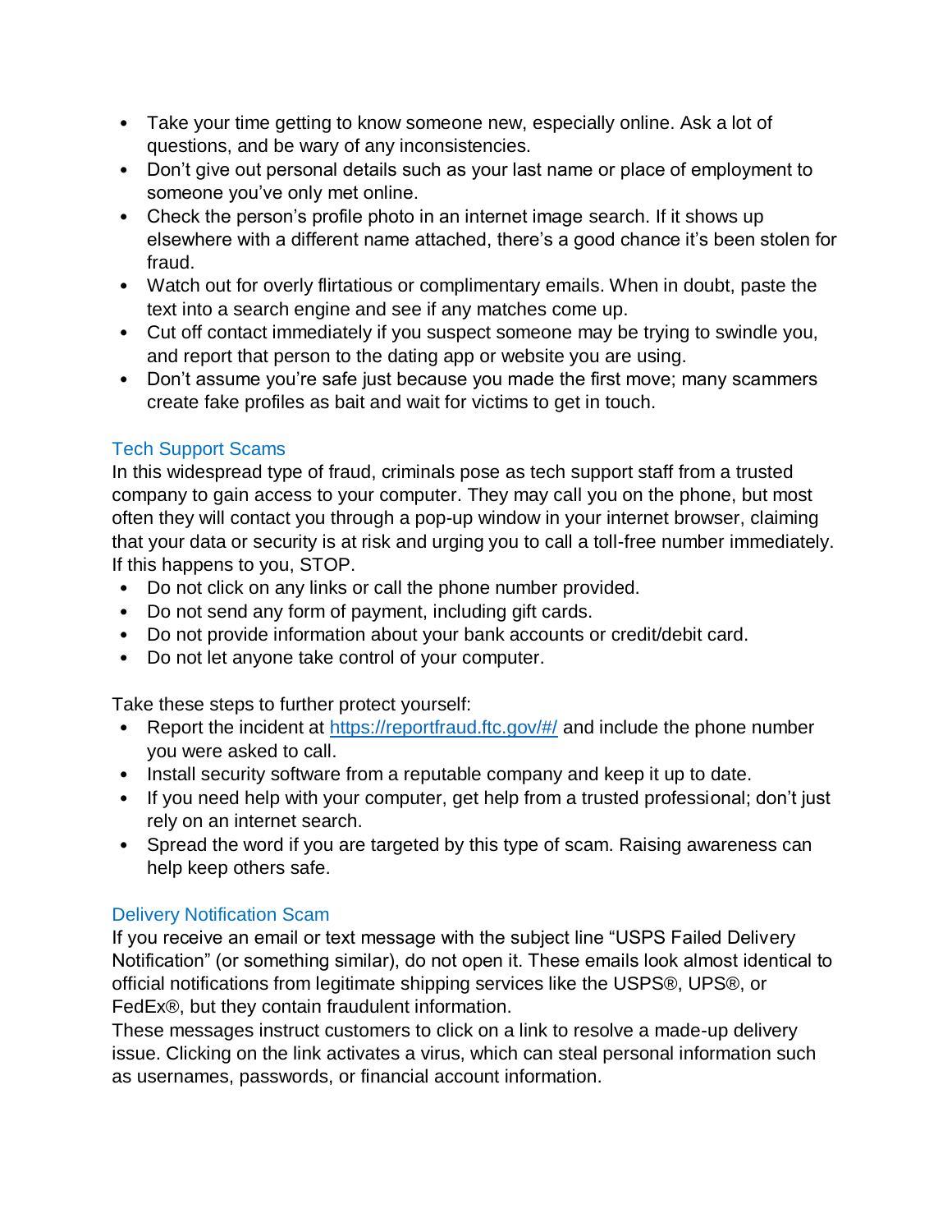- Take your time getting to know someone new, especially online. Ask a lot of questions, and be wary of any inconsistencies.
- Don't give out personal details such as your last name or place of employment to someone you've only met online.
- Check the person's profile photo in an internet image search. If it shows up elsewhere with a different name attached, there's a good chance it's been stolen for fraud.
- Watch out for overly flirtatious or complimentary emails. When in doubt, paste the text into a search engine and see if any matches come up.
- Cut off contact immediately if you suspect someone may be trying to swindle you, and report that person to the dating app or website you are using.
- Don't assume you're safe just because you made the first move; many scammers create fake profiles as bait and wait for victims to get in touch.

## Tech Support Scams

In this widespread type of fraud, criminals pose as tech support staff from a trusted company to gain access to your computer. They may call you on the phone, but most often they will contact you through a pop-up window in your internet browser, claiming that your data or security is at risk and urging you to call a toll-free number immediately. If this happens to you, STOP.

- Do not click on any links or call the phone number provided.
- Do not send any form of payment, including gift cards.
- Do not provide information about your bank accounts or credit/debit card.
- Do not let anyone take control of your computer.

Take these steps to further protect yourself:

- Report the incident at [https://reportfraud.ftc.gov/#/](https://reportfraud.ftc.gov/#/) and include the phone number you were asked to call.
- Install security software from a reputable company and keep it up to date.
- If you need help with your computer, get help from a trusted professional; don't just rely on an internet search.
- Spread the word if you are targeted by this type of scam. Raising awareness can help keep others safe.

## Delivery Notification Scam

If you receive an email or text message with the subject line "USPS Failed Delivery Notification" (or something similar), do not open it. These emails look almost identical to official notifications from legitimate shipping services like the USPS®, UPS®, or FedEx®, but they contain fraudulent information.

These messages instruct customers to click on a link to resolve a made-up delivery issue. Clicking on the link activates a virus, which can steal personal information such as usernames, passwords, or financial account information.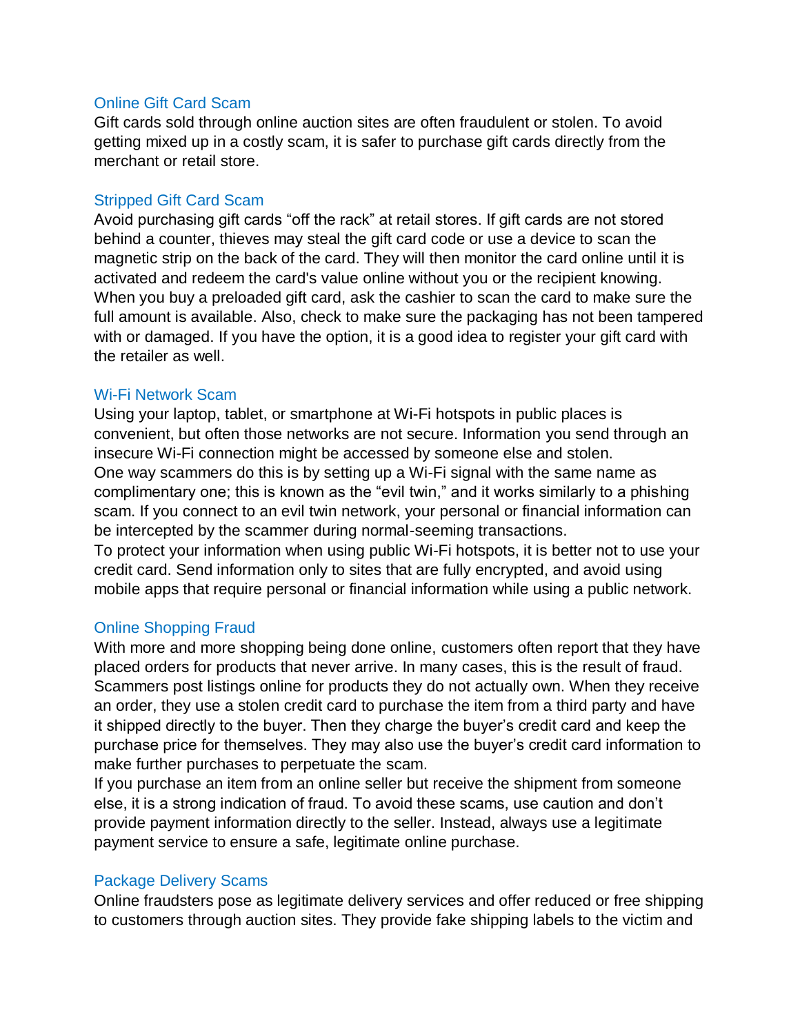## Online Gift Card Scam

Gift cards sold through online auction sites are often fraudulent or stolen. To avoid getting mixed up in a costly scam, it is safer to purchase gift cards directly from the merchant or retail store.

## Stripped Gift Card Scam

Avoid purchasing gift cards “off the rack” at retail stores. If gift cards are not stored behind a counter, thieves may steal the gift card code or use a device to scan the magnetic strip on the back of the card. They will then monitor the card online until it is activated and redeem the card's value online without you or the recipient knowing. When you buy a preloaded gift card, ask the cashier to scan the card to make sure the full amount is available. Also, check to make sure the packaging has not been tampered with or damaged. If you have the option, it is a good idea to register your gift card with the retailer as well.

## Wi-Fi Network Scam

Using your laptop, tablet, or smartphone at Wi-Fi hotspots in public places is convenient, but often those networks are not secure. Information you send through an insecure Wi-Fi connection might be accessed by someone else and stolen.
One way scammers do this is by setting up a Wi-Fi signal with the same name as complimentary one; this is known as the “evil twin,” and it works similarly to a phishing scam. If you connect to an evil twin network, your personal or financial information can be intercepted by the scammer during normal-seeming transactions.
To protect your information when using public Wi-Fi hotspots, it is better not to use your credit card. Send information only to sites that are fully encrypted, and avoid using mobile apps that require personal or financial information while using a public network.

## Online Shopping Fraud

With more and more shopping being done online, customers often report that they have placed orders for products that never arrive. In many cases, this is the result of fraud. Scammers post listings online for products they do not actually own. When they receive an order, they use a stolen credit card to purchase the item from a third party and have it shipped directly to the buyer. Then they charge the buyer’s credit card and keep the purchase price for themselves. They may also use the buyer’s credit card information to make further purchases to perpetuate the scam.
If you purchase an item from an online seller but receive the shipment from someone else, it is a strong indication of fraud. To avoid these scams, use caution and don’t provide payment information directly to the seller. Instead, always use a legitimate payment service to ensure a safe, legitimate online purchase.

## Package Delivery Scams

Online fraudsters pose as legitimate delivery services and offer reduced or free shipping to customers through auction sites. They provide fake shipping labels to the victim and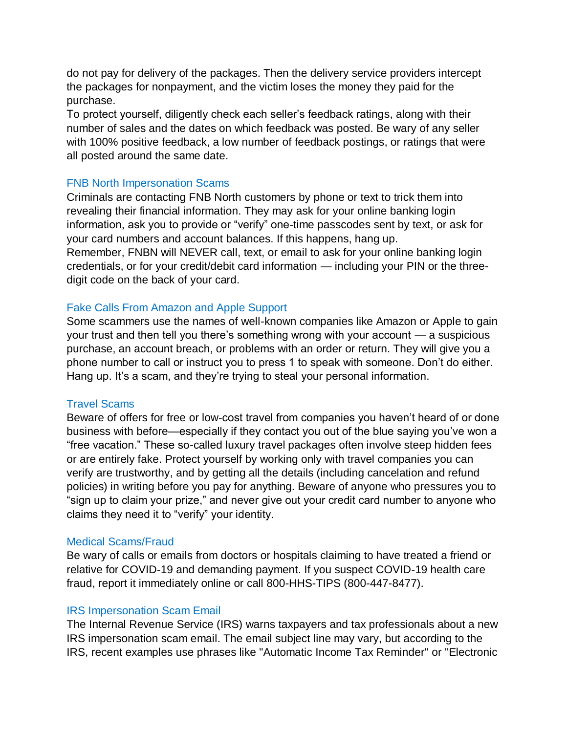do not pay for delivery of the packages. Then the delivery service providers intercept the packages for nonpayment, and the victim loses the money they paid for the purchase.

To protect yourself, diligently check each seller's feedback ratings, along with their number of sales and the dates on which feedback was posted. Be wary of any seller with 100% positive feedback, a low number of feedback postings, or ratings that were all posted around the same date.

## FNB North Impersonation Scams

Criminals are contacting FNB North customers by phone or text to trick them into revealing their financial information. They may ask for your online banking login information, ask you to provide or "verify" one-time passcodes sent by text, or ask for your card numbers and account balances. If this happens, hang up.

Remember, FNBN will NEVER call, text, or email to ask for your online banking login credentials, or for your credit/debit card information — including your PIN or the three-digit code on the back of your card.

## Fake Calls From Amazon and Apple Support

Some scammers use the names of well-known companies like Amazon or Apple to gain your trust and then tell you there's something wrong with your account — a suspicious purchase, an account breach, or problems with an order or return. They will give you a phone number to call or instruct you to press 1 to speak with someone. Don't do either. Hang up. It's a scam, and they're trying to steal your personal information.

## Travel Scams

Beware of offers for free or low-cost travel from companies you haven't heard of or done business with before—especially if they contact you out of the blue saying you've won a "free vacation." These so-called luxury travel packages often involve steep hidden fees or are entirely fake. Protect yourself by working only with travel companies you can verify are trustworthy, and by getting all the details (including cancelation and refund policies) in writing before you pay for anything. Beware of anyone who pressures you to "sign up to claim your prize," and never give out your credit card number to anyone who claims they need it to "verify" your identity.

## Medical Scams/Fraud

Be wary of calls or emails from doctors or hospitals claiming to have treated a friend or relative for COVID-19 and demanding payment. If you suspect COVID-19 health care fraud, report it immediately online or call 800-HHS-TIPS (800-447-8477).

## IRS Impersonation Scam Email

The Internal Revenue Service (IRS) warns taxpayers and tax professionals about a new IRS impersonation scam email. The email subject line may vary, but according to the IRS, recent examples use phrases like "Automatic Income Tax Reminder" or "Electronic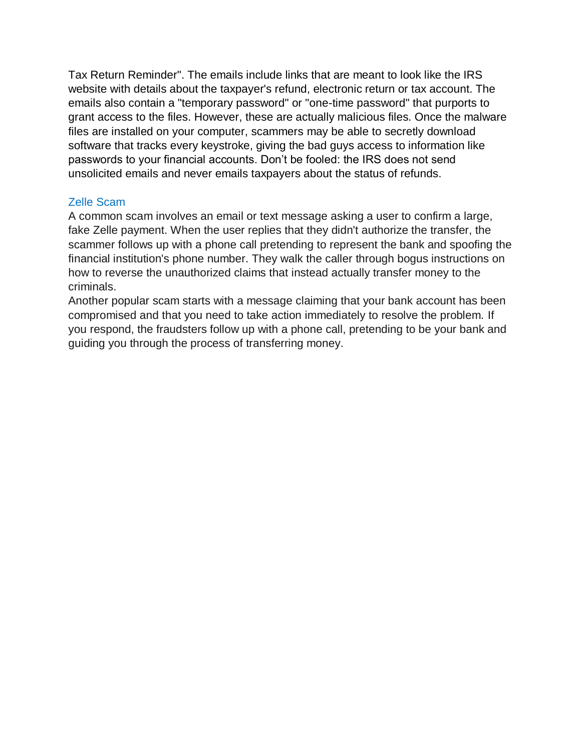Tax Return Reminder". The emails include links that are meant to look like the IRS website with details about the taxpayer's refund, electronic return or tax account. The emails also contain a "temporary password" or "one-time password" that purports to grant access to the files. However, these are actually malicious files. Once the malware files are installed on your computer, scammers may be able to secretly download software that tracks every keystroke, giving the bad guys access to information like passwords to your financial accounts. Don't be fooled: the IRS does not send unsolicited emails and never emails taxpayers about the status of refunds.

## Zelle Scam

A common scam involves an email or text message asking a user to confirm a large, fake Zelle payment. When the user replies that they didn't authorize the transfer, the scammer follows up with a phone call pretending to represent the bank and spoofing the financial institution's phone number. They walk the caller through bogus instructions on how to reverse the unauthorized claims that instead actually transfer money to the criminals.

Another popular scam starts with a message claiming that your bank account has been compromised and that you need to take action immediately to resolve the problem. If you respond, the fraudsters follow up with a phone call, pretending to be your bank and guiding you through the process of transferring money.